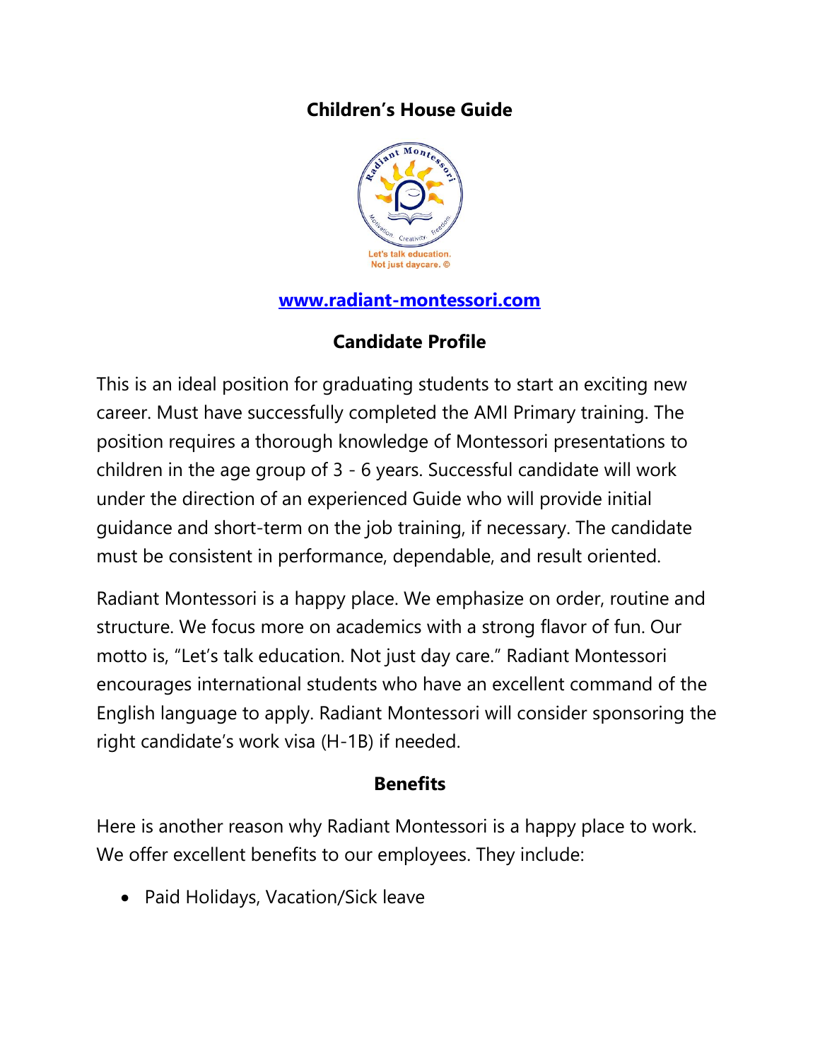# Children's House Guide

Let's talk education.
Not just daycare. ©

[www.radiant-montessori.com](http://www.radiant-montessori.com)

## Candidate Profile

This is an ideal position for graduating students to start an exciting new career. Must have successfully completed the AMI Primary training. The position requires a thorough knowledge of Montessori presentations to children in the age group of 3 - 6 years. Successful candidate will work under the direction of an experienced Guide who will provide initial guidance and short-term on the job training, if necessary. The candidate must be consistent in performance, dependable, and result oriented.

Radiant Montessori is a happy place. We emphasize on order, routine and structure. We focus more on academics with a strong flavor of fun. Our motto is, "Let's talk education. Not just day care." Radiant Montessori encourages international students who have an excellent command of the English language to apply. Radiant Montessori will consider sponsoring the right candidate's work visa (H-1B) if needed.

## Benefits

Here is another reason why Radiant Montessori is a happy place to work. We offer excellent benefits to our employees. They include:

- Paid Holidays, Vacation/Sick leave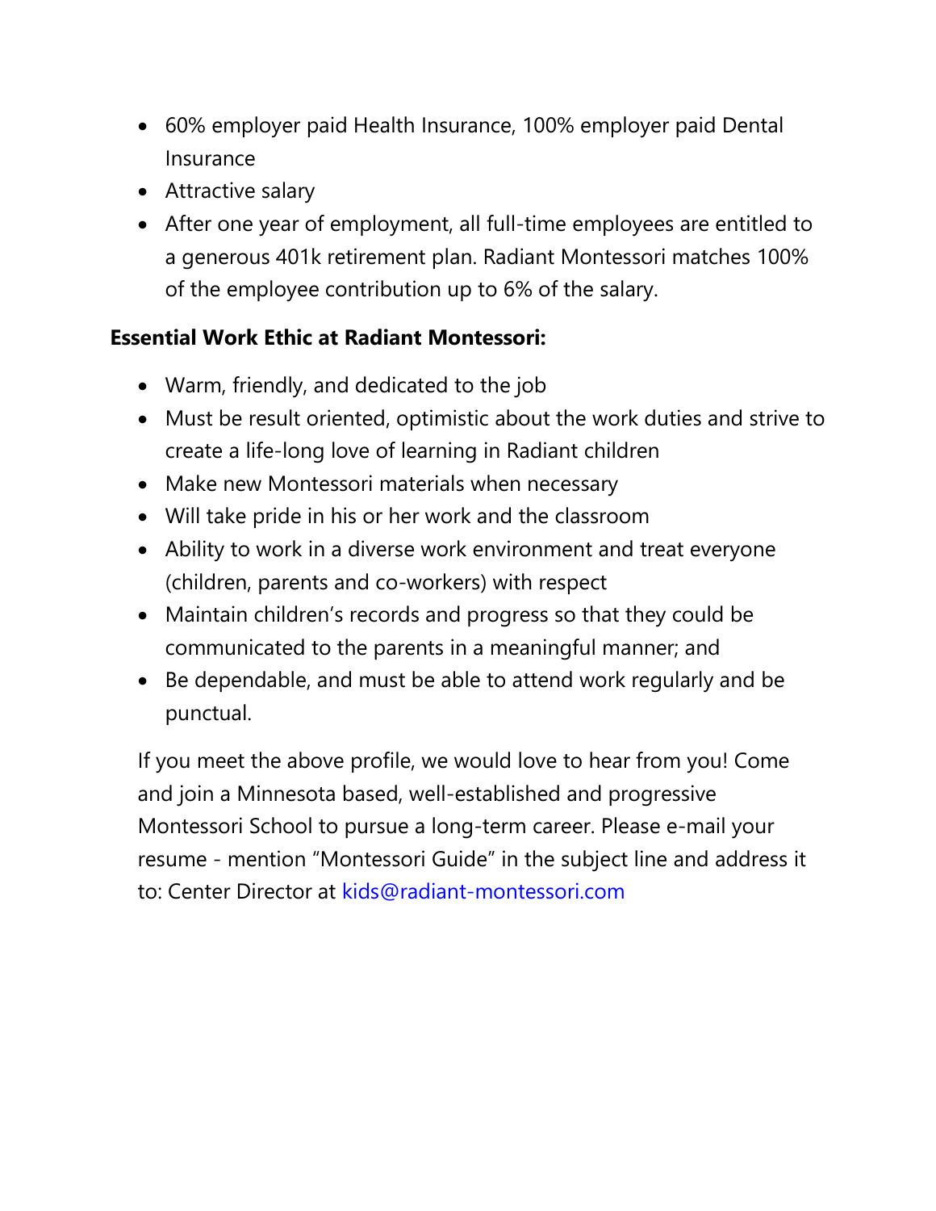- 60% employer paid Health Insurance, 100% employer paid Dental Insurance
- Attractive salary
- After one year of employment, all full-time employees are entitled to a generous 401k retirement plan. Radiant Montessori matches 100% of the employee contribution up to 6% of the salary.

**Essential Work Ethic at Radiant Montessori:**

- Warm, friendly, and dedicated to the job
- Must be result oriented, optimistic about the work duties and strive to create a life-long love of learning in Radiant children
- Make new Montessori materials when necessary
- Will take pride in his or her work and the classroom
- Ability to work in a diverse work environment and treat everyone (children, parents and co-workers) with respect
- Maintain children's records and progress so that they could be communicated to the parents in a meaningful manner; and
- Be dependable, and must be able to attend work regularly and be punctual.

If you meet the above profile, we would love to hear from you! Come and join a Minnesota based, well-established and progressive Montessori School to pursue a long-term career. Please e-mail your resume - mention "Montessori Guide" in the subject line and address it to: Center Director at kids@radiant-montessori.com